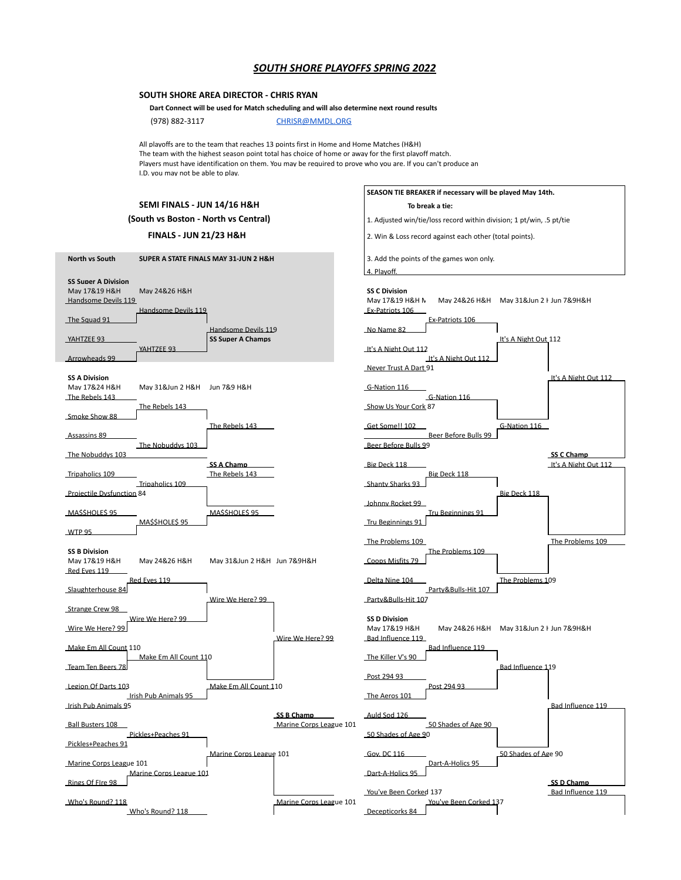# *SOUTH SHORE PLAYOFFS SPRING 2022*

**SOUTH SHORE AREA DIRECTOR - CHRIS RYAN**

**Dart Connect will be used for Match scheduling and will also determine next round results**

(978) 882-3117 CHRISR@MMDL.ORG

All playoffs are to the team that reaches 13 points first in Home and Home Matches (H&H)
The team with the highest season point total has choice of home or away for the first playoff match.
Players must have identification on them. You may be required to prove who you are. If you can't produce an I.D. you may not be able to play.

**SEMI FINALS - JUN 14/16 H&H**

**(South vs Boston - North vs Central)**

**FINALS - JUN 21/23 H&H**

**SEASON TIE BREAKER if necessary will be played May 14th.**

**To break a tie:**

1. Adjusted win/tie/loss record within division; 1 pt/win, .5 pt/tie
2. Win & Loss record against each other (total points).
3. Add the points of the games won only.
4. Playoff.

**North vs South** **SUPER A STATE FINALS MAY 31-JUN 2 H&H**

### SS Super A Division

| May 17&19 H&H | May 24&26 H&H | |
|---|---|---|
| Handsome Devils 119 | Handsome Devils 119 | Handsome Devils 119 |
| The Squad 91 | | **SS Super A Champs** |
| YAHTZEE 93 | YAHTZEE 93 | |
| Arrowheads 99 | | |

### SS A Division

| May 17&24 H&H | May 31&Jun 2 H&H | Jun 7&9 H&H |
|---|---|---|
| The Rebels 143 | The Rebels 143 | The Rebels 143 |
| Smoke Show 88 | | |
| Assassins 89 | The Nobuddys 103 | |
| The Nobuddys 103 | | **SS A Champ** The Rebels 143 |
| Tripaholics 109 | Tripaholics 109 | |
| Projectile Dysfunction 84 | | |
| MA$$HOLE$ 95 | MA$$HOLE$ 95 | MA$$HOLE$ 95 |
| WTP 95 | | |

### SS B Division

| May 17&19 H&H | May 24&26 H&H | May 31&Jun 2 H&H | Jun 7&9H&H |
|---|---|---|---|
| Red Eyes 119 | Red Eyes 119 | Wire We Here? 99 | Wire We Here? 99 |
| Slaughterhouse 84 | | | |
| Strange Crew 98 | Wire We Here? 99 | | |
| Wire We Here? 99 | | | |
| Make Em All Count 110 | Make Em All Count 110 | Make Em All Count 110 | |
| Team Ten Beers 78 | | | |
| Legion Of Darts 103 | Irish Pub Animals 95 | | **SS B Champ** Marine Corps League 101 |
| Irish Pub Animals 95 | | | |
| Ball Busters 108 | Pickles+Peaches 91 | Marine Corps League 101 | Marine Corps League 101 |
| Pickles+Peaches 91 | | | |
| Marine Corps League 101 | Marine Corps League 101 | | |
| Rings Of FIre 98 | | | |
| Who's Round? 118 | Who's Round? 118 | | |

### SS C Division

| May 17&19 H&H | May 24&26 H&H | May 31&Jun 2 H&H | Jun 7&9H&H |
|---|---|---|---|
| Ex-Patriots 106 | Ex-Patriots 106 | It's A Night Out 112 | It's A Night Out 112 |
| No Name 82 | | | |
| It's A Night Out 112 | It's A Night Out 112 | | |
| Never Trust A Dart 91 | | | |
| G-Nation 116 | G-Nation 116 | G-Nation 116 | **SS C Champ** It's A Night Out 112 |
| Show Us Your Cork 87 | | | |
| Get Some!! 102 | Beer Before Bulls 99 | | |
| Beer Before Bulls 99 | | | |
| Big Deck 118 | Big Deck 118 | Big Deck 118 | The Problems 109 |
| Shanty Sharks 93 | | | |
| Johnny Rocket 99 | Tru Beginnings 91 | | |
| Tru Beginnings 91 | | | |
| The Problems 109 | The Problems 109 | The Problems 109 | |
| Coops Misfits 79 | | | |
| Delta Nine 104 | Party&Bulls-Hit 107 | | |
| Party&Bulls-Hit 107 | | | |

### SS D Division

| May 17&19 H&H | May 24&26 H&H | May 31&Jun 2 H&H | Jun 7&9H&H |
|---|---|---|---|
| Bad Influence 119 | Bad Influence 119 | Bad Influence 119 | Bad Influence 119 |
| The Killer V's 90 | | | |
| Post 294 93 | Post 294 93 | | |
| The Aeros 101 | | | |
| Auld Sod 126 | 50 Shades of Age 90 | 50 Shades of Age 90 | **SS D Champ** Bad Influence 119 |
| 50 Shades of Age 90 | | | |
| Gov. DC 116 | Dart-A-Holics 95 | | |
| Dart-A-Holics 95 | | | |
| You've Been Corked 137 | You've Been Corked 137 | | |
| Decepticorks 84 | | | |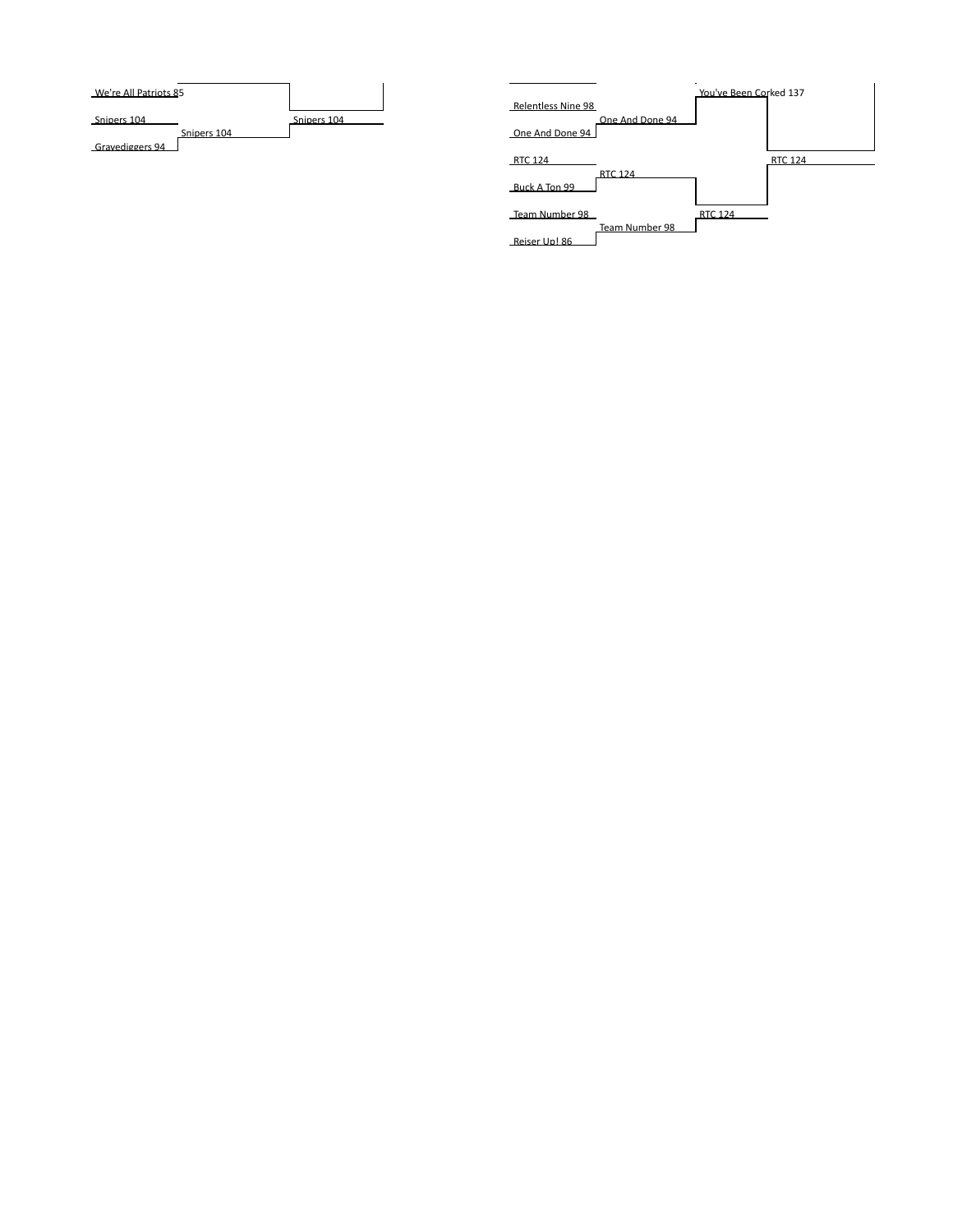We're All Patriots 85

Snipers 104

Snipers 104

Snipers 104

Gravediggers 94

You've Been Corked 137

Relentless Nine 98

One And Done 94

One And Done 94

RTC 124

RTC 124

RTC 124

Buck A Ton 99

Team Number 98

RTC 124

Team Number 98

Reiser Up! 86